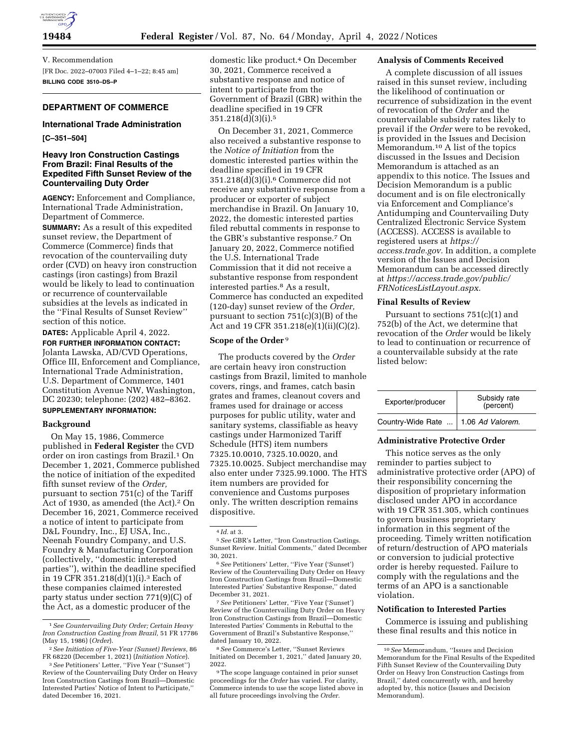V. Recommendation

[FR Doc. 2022–07003 Filed 4–1–22; 8:45 am]

**BILLING CODE 3510–DS–P**

## DEPARTMENT OF COMMERCE

### International Trade Administration

**[C–351–504]**

### Heavy Iron Construction Castings From Brazil: Final Results of the Expedited Fifth Sunset Review of the Countervailing Duty Order

**AGENCY:** Enforcement and Compliance, International Trade Administration, Department of Commerce.

**SUMMARY:** As a result of this expedited sunset review, the Department of Commerce (Commerce) finds that revocation of the countervailing duty order (CVD) on heavy iron construction castings (iron castings) from Brazil would be likely to lead to continuation or recurrence of countervailable subsidies at the levels as indicated in the ''Final Results of Sunset Review'' section of this notice.

**DATES:** Applicable April 4, 2022.

**FOR FURTHER INFORMATION CONTACT:** Jolanta Lawska, AD/CVD Operations, Office III, Enforcement and Compliance, International Trade Administration, U.S. Department of Commerce, 1401 Constitution Avenue NW, Washington, DC 20230; telephone: (202) 482–8362.

**SUPPLEMENTARY INFORMATION:**

#### Background

On May 15, 1986, Commerce published in **Federal Register** the CVD order on iron castings from Brazil.[1] On December 1, 2021, Commerce published the notice of initiation of the expedited fifth sunset review of the *Order,* pursuant to section 751(c) of the Tariff Act of 1930, as amended (the Act).[2] On December 16, 2021, Commerce received a notice of intent to participate from D&L Foundry, Inc., EJ USA, Inc., Neenah Foundry Company, and U.S. Foundry & Manufacturing Corporation (collectively, ''domestic interested parties''), within the deadline specified in 19 CFR 351.218(d)(1)(i).[3] Each of these companies claimed interested party status under section 771(9)(C) of the Act, as a domestic producer of the domestic like product.[4] On December 30, 2021, Commerce received a substantive response and notice of intent to participate from the Government of Brazil (GBR) within the deadline specified in 19 CFR 351.218(d)(3)(i).[5]

On December 31, 2021, Commerce also received a substantive response to the *Notice of Initiation* from the domestic interested parties within the deadline specified in 19 CFR 351.218(d)(3)(i).[6] Commerce did not receive any substantive response from a producer or exporter of subject merchandise in Brazil. On January 10, 2022, the domestic interested parties filed rebuttal comments in response to the GBR's substantive response.[7] On January 20, 2022, Commerce notified the U.S. International Trade Commission that it did not receive a substantive response from respondent interested parties.[8] As a result, Commerce has conducted an expedited (120-day) sunset review of the *Order,* pursuant to section 751(c)(3)(B) of the Act and 19 CFR 351.218(e)(1)(ii)(C)(2).

#### Scope of the Order [9]

The products covered by the *Order* are certain heavy iron construction castings from Brazil, limited to manhole covers, rings, and frames, catch basin grates and frames, cleanout covers and frames used for drainage or access purposes for public utility, water and sanitary systems, classifiable as heavy castings under Harmonized Tariff Schedule (HTS) item numbers 7325.10.0010, 7325.10.0020, and 7325.10.0025. Subject merchandise may also enter under 7325.99.1000. The HTS item numbers are provided for convenience and Customs purposes only. The written description remains dispositive.

#### Analysis of Comments Received

A complete discussion of all issues raised in this sunset review, including the likelihood of continuation or recurrence of subsidization in the event of revocation of the *Order* and the countervailable subsidy rates likely to prevail if the *Order* were to be revoked, is provided in the Issues and Decision Memorandum.[10] A list of the topics discussed in the Issues and Decision Memorandum is attached as an appendix to this notice. The Issues and Decision Memorandum is a public document and is on file electronically via Enforcement and Compliance's Antidumping and Countervailing Duty Centralized Electronic Service System (ACCESS). ACCESS is available to registered users at *https://access.trade.gov.* In addition, a complete version of the Issues and Decision Memorandum can be accessed directly at *https://access.trade.gov/public/FRNoticesListLayout.aspx.*

#### Final Results of Review

Pursuant to sections 751(c)(1) and 752(b) of the Act, we determine that revocation of the *Order* would be likely to lead to continuation or recurrence of a countervailable subsidy at the rate listed below:

| Exporter/producer | Subsidy rate (percent) |
| --- | --- |
| Country-Wide Rate ... | 1.06 *Ad Valorem.* |

#### Administrative Protective Order

This notice serves as the only reminder to parties subject to administrative protective order (APO) of their responsibility concerning the disposition of proprietary information disclosed under APO in accordance with 19 CFR 351.305, which continues to govern business proprietary information in this segment of the proceeding. Timely written notification of return/destruction of APO materials or conversion to judicial protective order is hereby requested. Failure to comply with the regulations and the terms of an APO is a sanctionable violation.

#### Notification to Interested Parties

Commerce is issuing and publishing these final results and this notice in

---

[1] *See Countervailing Duty Order; Certain Heavy Iron Construction Casting from Brazil,* 51 FR 17786 (May 15, 1986) (*Order*).

[2] *See Initiation of Five-Year (Sunset) Reviews,* 86 FR 68220 (December 1, 2021) (*Initiation Notice*).

[3] *See* Petitioners' Letter, ''Five Year (''Sunset'') Review of the Countervailing Duty Order on Heavy Iron Construction Castings from Brazil—Domestic Interested Parties' Notice of Intent to Participate,'' dated December 16, 2021.

[4] *Id.* at 3.

[5] *See* GBR's Letter, ''Iron Construction Castings. Sunset Review. Initial Comments,'' dated December 30, 2021.

[6] *See* Petitioners' Letter, ''Five Year ('Sunset') Review of the Countervailing Duty Order on Heavy Iron Construction Castings from Brazil—Domestic Interested Parties' Substantive Response,'' dated December 31, 2021.

[7] *See* Petitioners' Letter, ''Five Year ('Sunset') Review of the Countervailing Duty Order on Heavy Iron Construction Castings from Brazil—Domestic Interested Parties' Comments in Rebuttal to the Government of Brazil's Substantive Response,'' dated January 10, 2022.

[8] *See* Commerce's Letter, ''Sunset Reviews Initiated on December 1, 2021,'' dated January 20, 2022.

[9] The scope language contained in prior sunset proceedings for the *Order* has varied. For clarity, Commerce intends to use the scope listed above in all future proceedings involving the *Order.*

[10] *See* Memorandum, ''Issues and Decision Memorandum for the Final Results of the Expedited Fifth Sunset Review of the Countervailing Duty Order on Heavy Iron Construction Castings from Brazil,'' dated concurrently with, and hereby adopted by, this notice (Issues and Decision Memorandum).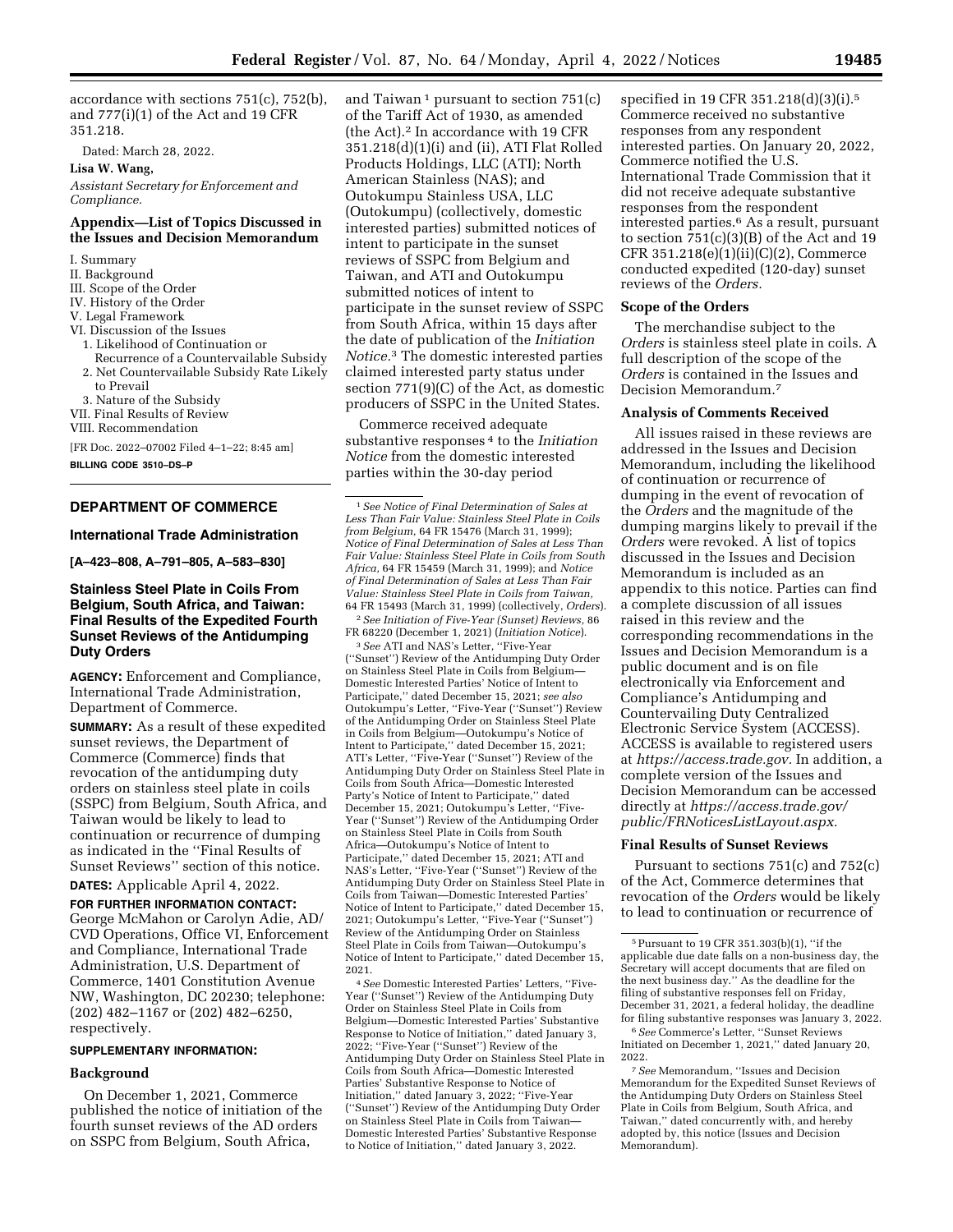accordance with sections 751(c), 752(b), and 777(i)(1) of the Act and 19 CFR 351.218.

Dated: March 28, 2022.

**Lisa W. Wang,**

*Assistant Secretary for Enforcement and Compliance.*

## Appendix—List of Topics Discussed in the Issues and Decision Memorandum

I. Summary
II. Background
III. Scope of the Order
IV. History of the Order
V. Legal Framework
VI. Discussion of the Issues
  1. Likelihood of Continuation or Recurrence of a Countervailable Subsidy
  2. Net Countervailable Subsidy Rate Likely to Prevail
  3. Nature of the Subsidy
VII. Final Results of Review
VIII. Recommendation

[FR Doc. 2022–07002 Filed 4–1–22; 8:45 am]

**BILLING CODE 3510–DS–P**

---

## DEPARTMENT OF COMMERCE

### International Trade Administration

**[A–423–808, A–791–805, A–583–830]**

### Stainless Steel Plate in Coils From Belgium, South Africa, and Taiwan: Final Results of the Expedited Fourth Sunset Reviews of the Antidumping Duty Orders

**AGENCY:** Enforcement and Compliance, International Trade Administration, Department of Commerce.

**SUMMARY:** As a result of these expedited sunset reviews, the Department of Commerce (Commerce) finds that revocation of the antidumping duty orders on stainless steel plate in coils (SSPC) from Belgium, South Africa, and Taiwan would be likely to lead to continuation or recurrence of dumping as indicated in the ''Final Results of Sunset Reviews'' section of this notice.

**DATES:** Applicable April 4, 2022.

**FOR FURTHER INFORMATION CONTACT:** George McMahon or Carolyn Adie, AD/CVD Operations, Office VI, Enforcement and Compliance, International Trade Administration, U.S. Department of Commerce, 1401 Constitution Avenue NW, Washington, DC 20230; telephone: (202) 482–1167 or (202) 482–6250, respectively.

**SUPPLEMENTARY INFORMATION:**

#### Background

On December 1, 2021, Commerce published the notice of initiation of the fourth sunset reviews of the AD orders on SSPC from Belgium, South Africa, and Taiwan [1] pursuant to section 751(c) of the Tariff Act of 1930, as amended (the Act).[2] In accordance with 19 CFR 351.218(d)(1)(i) and (ii), ATI Flat Rolled Products Holdings, LLC (ATI); North American Stainless (NAS); and Outokumpu Stainless USA, LLC (Outokumpu) (collectively, domestic interested parties) submitted notices of intent to participate in the sunset reviews of SSPC from Belgium and Taiwan, and ATI and Outokumpu submitted notices of intent to participate in the sunset review of SSPC from South Africa, within 15 days after the date of publication of the *Initiation Notice.*[3] The domestic interested parties claimed interested party status under section 771(9)(C) of the Act, as domestic producers of SSPC in the United States.

Commerce received adequate substantive responses [4] to the *Initiation Notice* from the domestic interested parties within the 30-day period specified in 19 CFR 351.218(d)(3)(i).[5] Commerce received no substantive responses from any respondent interested parties. On January 20, 2022, Commerce notified the U.S. International Trade Commission that it did not receive adequate substantive responses from the respondent interested parties.[6] As a result, pursuant to section 751(c)(3)(B) of the Act and 19 CFR 351.218(e)(1)(ii)(C)(2), Commerce conducted expedited (120-day) sunset reviews of the *Orders.*

#### Scope of the Orders

The merchandise subject to the *Orders* is stainless steel plate in coils. A full description of the scope of the *Orders* is contained in the Issues and Decision Memorandum.[7]

#### Analysis of Comments Received

All issues raised in these reviews are addressed in the Issues and Decision Memorandum, including the likelihood of continuation or recurrence of dumping in the event of revocation of the *Orders* and the magnitude of the dumping margins likely to prevail if the *Orders* were revoked. A list of topics discussed in the Issues and Decision Memorandum is included as an appendix to this notice. Parties can find a complete discussion of all issues raised in this review and the corresponding recommendations in the Issues and Decision Memorandum is a public document and is on file electronically via Enforcement and Compliance's Antidumping and Countervailing Duty Centralized Electronic Service System (ACCESS). ACCESS is available to registered users at *https://access.trade.gov.* In addition, a complete version of the Issues and Decision Memorandum can be accessed directly at *https://access.trade.gov/public/FRNoticesListLayout.aspx.*

#### Final Results of Sunset Reviews

Pursuant to sections 751(c) and 752(c) of the Act, Commerce determines that revocation of the *Orders* would be likely to lead to continuation or recurrence of

---

[1] *See Notice of Final Determination of Sales at Less Than Fair Value: Stainless Steel Plate in Coils from Belgium,* 64 FR 15476 (March 31, 1999); *Notice of Final Determination of Sales at Less Than Fair Value: Stainless Steel Plate in Coils from South Africa,* 64 FR 15459 (March 31, 1999); and *Notice of Final Determination of Sales at Less Than Fair Value: Stainless Steel Plate in Coils from Taiwan,* 64 FR 15493 (March 31, 1999) (collectively, *Orders*).

[2] *See Initiation of Five-Year (Sunset) Reviews,* 86 FR 68220 (December 1, 2021) (*Initiation Notice*).

[3] *See* ATI and NAS's Letter, ''Five-Year (''Sunset'') Review of the Antidumping Duty Order on Stainless Steel Plate in Coils from Belgium—Domestic Interested Parties' Notice of Intent to Participate,'' dated December 15, 2021; *see also* Outokumpu's Letter, ''Five-Year (''Sunset'') Review of the Antidumping Order on Stainless Steel Plate in Coils from Belgium—Outokumpu's Notice of Intent to Participate,'' dated December 15, 2021; ATI's Letter, ''Five-Year (''Sunset'') Review of the Antidumping Duty Order on Stainless Steel Plate in Coils from South Africa—Domestic Interested Party's Notice of Intent to Participate,'' dated December 15, 2021; Outokumpu's Letter, ''Five-Year (''Sunset'') Review of the Antidumping Order on Stainless Steel Plate in Coils from South Africa—Outokumpu's Notice of Intent to Participate,'' dated December 15, 2021; ATI and NAS's Letter, ''Five-Year (''Sunset'') Review of the Antidumping Duty Order on Stainless Steel Plate in Coils from Taiwan—Domestic Interested Parties' Notice of Intent to Participate,'' dated December 15, 2021; Outokumpu's Letter, ''Five-Year (''Sunset'') Review of the Antidumping Order on Stainless Steel Plate in Coils from Taiwan—Outokumpu's Notice of Intent to Participate,'' dated December 15, 2021.

[4] *See* Domestic Interested Parties' Letters, ''Five-Year (''Sunset'') Review of the Antidumping Duty Order on Stainless Steel Plate in Coils from Belgium—Domestic Interested Parties' Substantive Response to Notice of Initiation,'' dated January 3, 2022; ''Five-Year (''Sunset'') Review of the Antidumping Duty Order on Stainless Steel Plate in Coils from South Africa—Domestic Interested Parties' Substantive Response to Notice of Initiation,'' dated January 3, 2022; ''Five-Year (''Sunset'') Review of the Antidumping Duty Order on Stainless Steel Plate in Coils from Taiwan—Domestic Interested Parties' Substantive Response to Notice of Initiation,'' dated January 3, 2022.

[5] Pursuant to 19 CFR 351.303(b)(1), ''if the applicable due date falls on a non-business day, the Secretary will accept documents that are filed on the next business day.'' As the deadline for the filing of substantive responses fell on Friday, December 31, 2021, a federal holiday, the deadline for filing substantive responses was January 3, 2022.

[6] *See* Commerce's Letter, ''Sunset Reviews Initiated on December 1, 2021,'' dated January 20, 2022.

[7] *See* Memorandum, ''Issues and Decision Memorandum for the Expedited Sunset Reviews of the Antidumping Duty Orders on Stainless Steel Plate in Coils from Belgium, South Africa, and Taiwan,'' dated concurrently with, and hereby adopted by, this notice (Issues and Decision Memorandum).